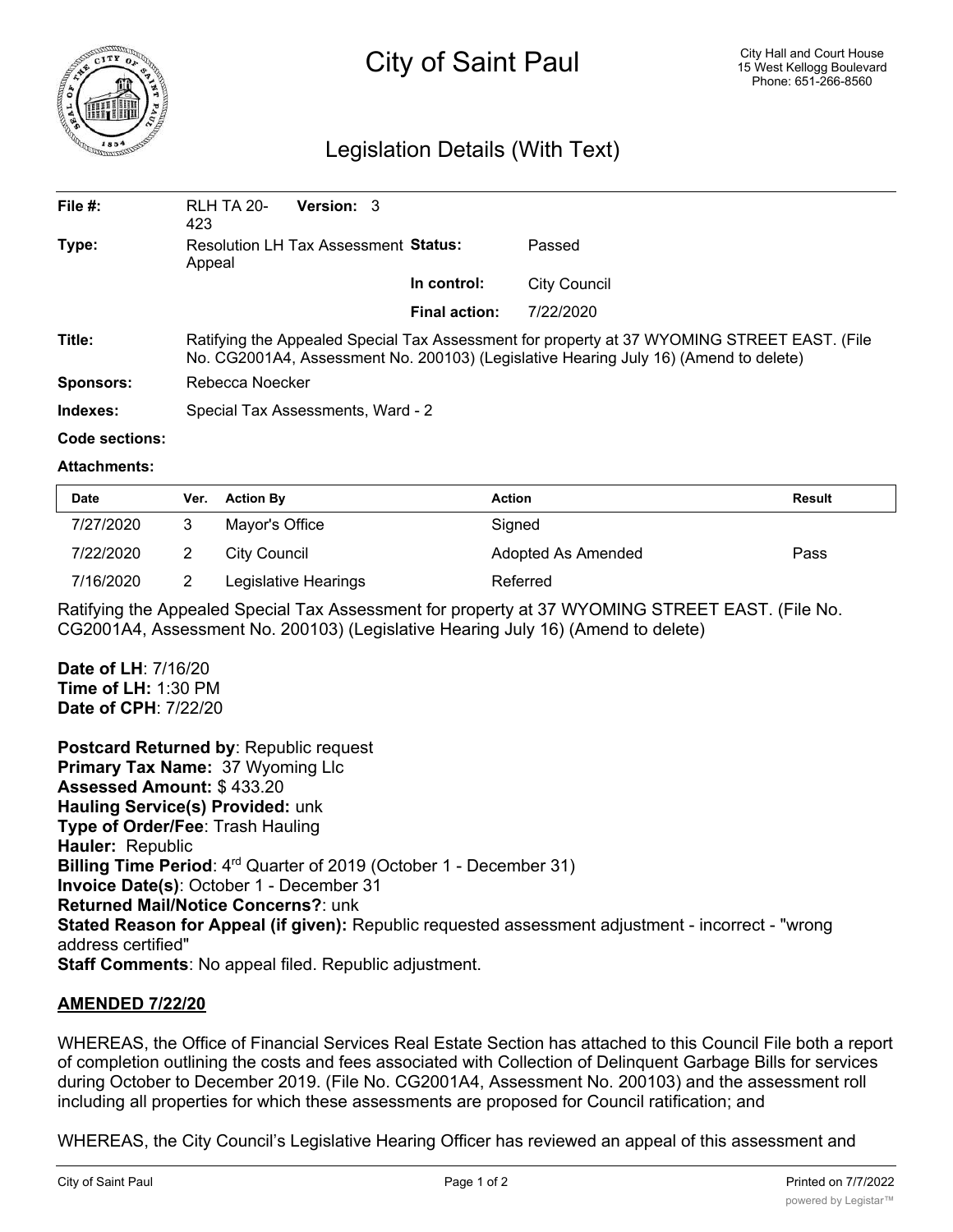# City of Saint Paul

City Hall and Court House
15 West Kellogg Boulevard
Phone: 651-266-8560

## Legislation Details (With Text)

| | | | |
|---|---|---|---|
| **File #:** | RLH TA 20-423 **Version:** 3 | | |
| **Type:** | Resolution LH Tax Assessment Appeal | **Status:** | Passed |
| | | **In control:** | City Council |
| | | **Final action:** | 7/22/2020 |

**Title:** Ratifying the Appealed Special Tax Assessment for property at 37 WYOMING STREET EAST. (File No. CG2001A4, Assessment No. 200103) (Legislative Hearing July 16) (Amend to delete)

**Sponsors:** Rebecca Noecker

**Indexes:** Special Tax Assessments, Ward - 2

**Code sections:**

**Attachments:**

| Date | Ver. | Action By | Action | Result |
|---|---|---|---|---|
| 7/27/2020 | 3 | Mayor's Office | Signed | |
| 7/22/2020 | 2 | City Council | Adopted As Amended | Pass |
| 7/16/2020 | 2 | Legislative Hearings | Referred | |

Ratifying the Appealed Special Tax Assessment for property at 37 WYOMING STREET EAST. (File No. CG2001A4, Assessment No. 200103) (Legislative Hearing July 16) (Amend to delete)

**Date of LH**: 7/16/20
**Time of LH:** 1:30 PM
**Date of CPH**: 7/22/20

**Postcard Returned by**: Republic request
**Primary Tax Name:** 37 Wyoming Llc
**Assessed Amount:** $ 433.20
**Hauling Service(s) Provided:** unk
**Type of Order/Fee**: Trash Hauling
**Hauler:** Republic
**Billing Time Period**: 4rd Quarter of 2019 (October 1 - December 31)
**Invoice Date(s)**: October 1 - December 31
**Returned Mail/Notice Concerns?**: unk
**Stated Reason for Appeal (if given):** Republic requested assessment adjustment - incorrect - "wrong address certified"
**Staff Comments**: No appeal filed. Republic adjustment.

**AMENDED 7/22/20**

WHEREAS, the Office of Financial Services Real Estate Section has attached to this Council File both a report of completion outlining the costs and fees associated with Collection of Delinquent Garbage Bills for services during October to December 2019. (File No. CG2001A4, Assessment No. 200103) and the assessment roll including all properties for which these assessments are proposed for Council ratification; and

WHEREAS, the City Council's Legislative Hearing Officer has reviewed an appeal of this assessment and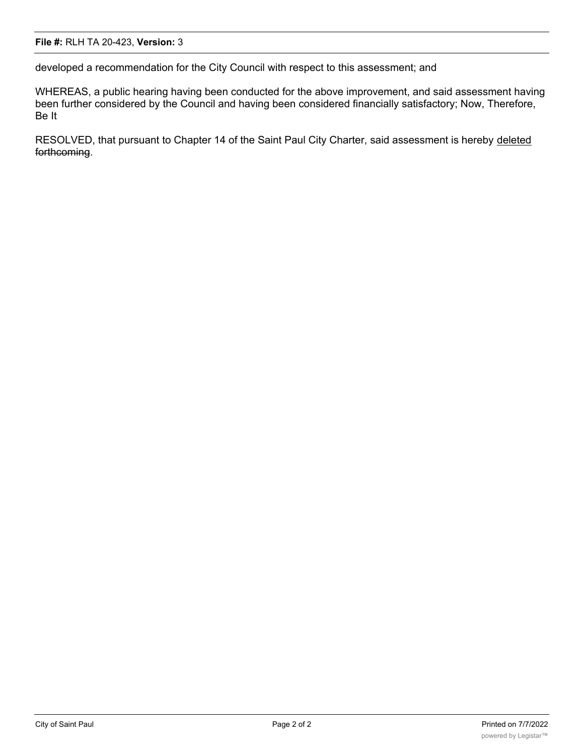developed a recommendation for the City Council with respect to this assessment; and

WHEREAS, a public hearing having been conducted for the above improvement, and said assessment having been further considered by the Council and having been considered financially satisfactory; Now, Therefore, Be It

RESOLVED, that pursuant to Chapter 14 of the Saint Paul City Charter, said assessment is hereby <u>deleted</u> ~~forthcoming~~.